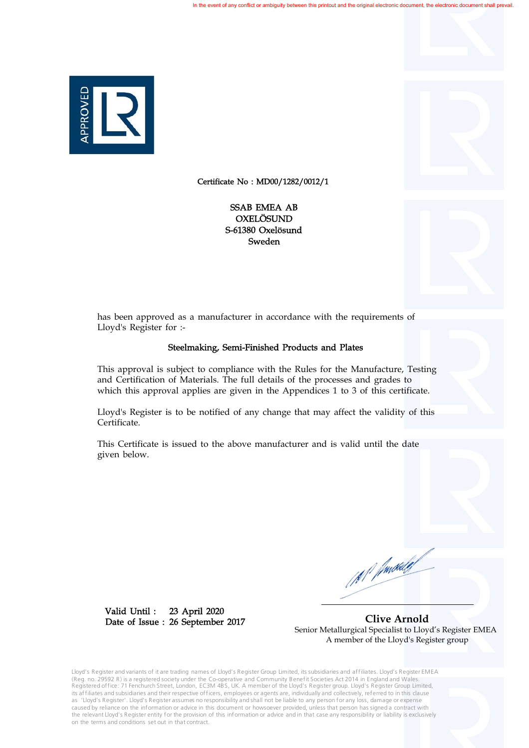In the event of any conflict or ambiguity between this printout and the original electronic document, the electronic document shall prevail.

APPROVED

Certificate No : MD00/1282/0012/1

SSAB EMEA AB
OXELÖSUND
S-61380 Oxelösund
Sweden

has been approved as a manufacturer in accordance with the requirements of Lloyd's Register for :-

**Steelmaking, Semi-Finished Products and Plates**

This approval is subject to compliance with the Rules for the Manufacture, Testing and Certification of Materials. The full details of the processes and grades to which this approval applies are given in the Appendices 1 to 3 of this certificate.

Lloyd's Register is to be notified of any change that may affect the validity of this Certificate.

This Certificate is issued to the above manufacturer and is valid until the date given below.

Valid Until : 23 April 2020
Date of Issue : 26 September 2017

**Clive Arnold**
Senior Metallurgical Specialist to Lloyd's Register EMEA
A member of the Lloyd's Register group

Lloyd's Register and variants of it are trading names of Lloyd's Register Group Limited, its subsidiaries and affiliates. Lloyd's Register EMEA (Reg. no. 29592 R) is a registered society under the Co-operative and Community Benefit Societies Act 2014 in England and Wales. Registered office: 71 Fenchurch Street, London, EC3M 4BS, UK. A member of the Lloyd's Register group. Lloyd's Register Group Limited, its affiliates and subsidiaries and their respective officers, employees or agents are, individually and collectively, referred to in this clause as 'Lloyd's Register'. Lloyd's Register assumes no responsibility and shall not be liable to any person for any loss, damage or expense caused by reliance on the information or advice in this document or howsoever provided, unless that person has signed a contract with the relevant Lloyd's Register entity for the provision of this information or advice and in that case any responsibility or liability is exclusively on the terms and conditions set out in that contract.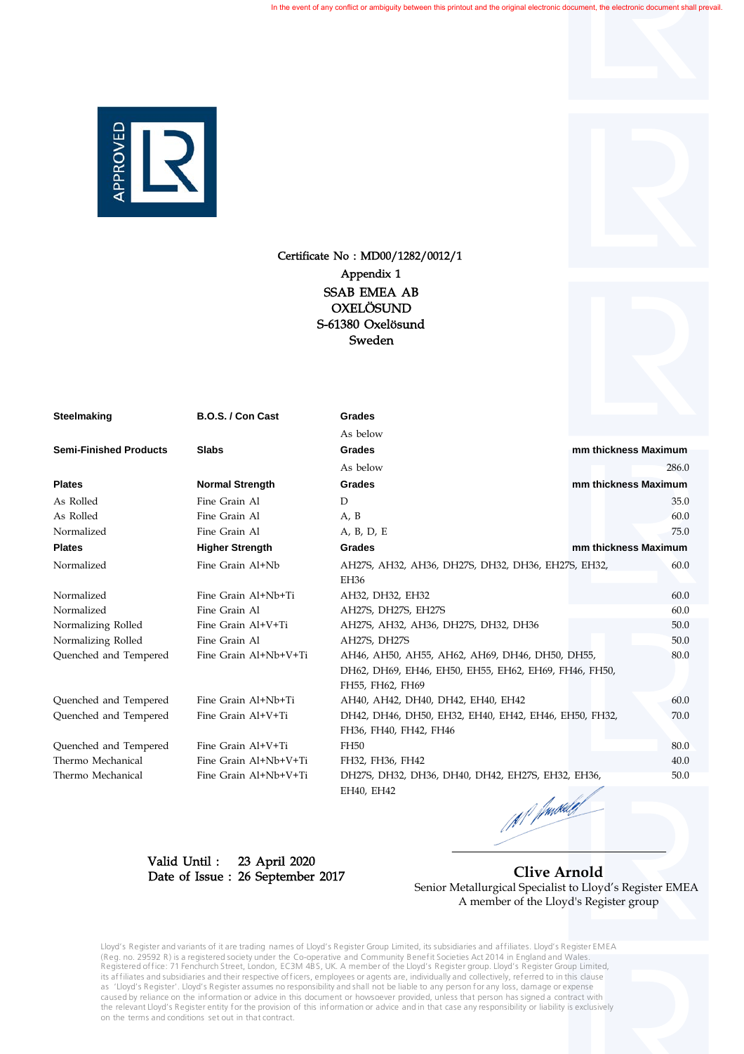In the event of any conflict or ambiguity between this printout and the original electronic document, the electronic document shall prevail.

APPROVED LR

Certificate No : MD00/1282/0012/1

Appendix 1

SSAB EMEA AB

OXELÖSUND

S-61380 Oxelösund

Sweden

| **Steelmaking** | **B.O.S. / Con Cast** | **Grades** | |
|---|---|---|---|
| | | As below | |
| **Semi-Finished Products** | **Slabs** | **Grades** | **mm thickness Maximum** |
| | | As below | 286.0 |
| **Plates** | **Normal Strength** | **Grades** | **mm thickness Maximum** |
| As Rolled | Fine Grain Al | D | 35.0 |
| As Rolled | Fine Grain Al | A, B | 60.0 |
| Normalized | Fine Grain Al | A, B, D, E | 75.0 |
| **Plates** | **Higher Strength** | **Grades** | **mm thickness Maximum** |
| Normalized | Fine Grain Al+Nb | AH27S, AH32, AH36, DH27S, DH32, DH36, EH27S, EH32, EH36 | 60.0 |
| Normalized | Fine Grain Al+Nb+Ti | AH32, DH32, EH32 | 60.0 |
| Normalized | Fine Grain Al | AH27S, DH27S, EH27S | 60.0 |
| Normalizing Rolled | Fine Grain Al+V+Ti | AH27S, AH32, AH36, DH27S, DH32, DH36 | 50.0 |
| Normalizing Rolled | Fine Grain Al | AH27S, DH27S | 50.0 |
| Quenched and Tempered | Fine Grain Al+Nb+V+Ti | AH46, AH50, AH55, AH62, AH69, DH46, DH50, DH55, DH62, DH69, EH46, EH50, EH55, EH62, EH69, FH46, FH50, FH55, FH62, FH69 | 80.0 |
| Quenched and Tempered | Fine Grain Al+Nb+Ti | AH40, AH42, DH40, DH42, EH40, EH42 | 60.0 |
| Quenched and Tempered | Fine Grain Al+V+Ti | DH42, DH46, DH50, EH32, EH40, EH42, EH46, EH50, FH32, FH36, FH40, FH42, FH46 | 70.0 |
| Quenched and Tempered | Fine Grain Al+V+Ti | FH50 | 80.0 |
| Thermo Mechanical | Fine Grain Al+Nb+V+Ti | FH32, FH36, FH42 | 40.0 |
| Thermo Mechanical | Fine Grain Al+Nb+V+Ti | DH27S, DH32, DH36, DH40, DH42, EH27S, EH32, EH36, EH40, EH42 | 50.0 |

Valid Until : 23 April 2020

Date of Issue : 26 September 2017

**Clive Arnold**

Senior Metallurgical Specialist to Lloyd's Register EMEA

A member of the Lloyd's Register group

Lloyd's Register and variants of it are trading names of Lloyd's Register Group Limited, its subsidiaries and affiliates. Lloyd's Register EMEA (Reg. no. 29592 R) is a registered society under the Co-operative and Community Benefit Societies Act 2014 in England and Wales. Registered office: 71 Fenchurch Street, London, EC3M 4BS, UK. A member of the Lloyd's Register group. Lloyd's Register Group Limited, its affiliates and subsidiaries and their respective officers, employees or agents are, individually and collectively, referred to in this clause as 'Lloyd's Register'. Lloyd's Register assumes no responsibility and shall not be liable to any person for any loss, damage or expense caused by reliance on the information or advice in this document or howsoever provided, unless that person has signed a contract with the relevant Lloyd's Register entity for the provision of this information or advice and in that case any responsibility or liability is exclusively on the terms and conditions set out in that contract.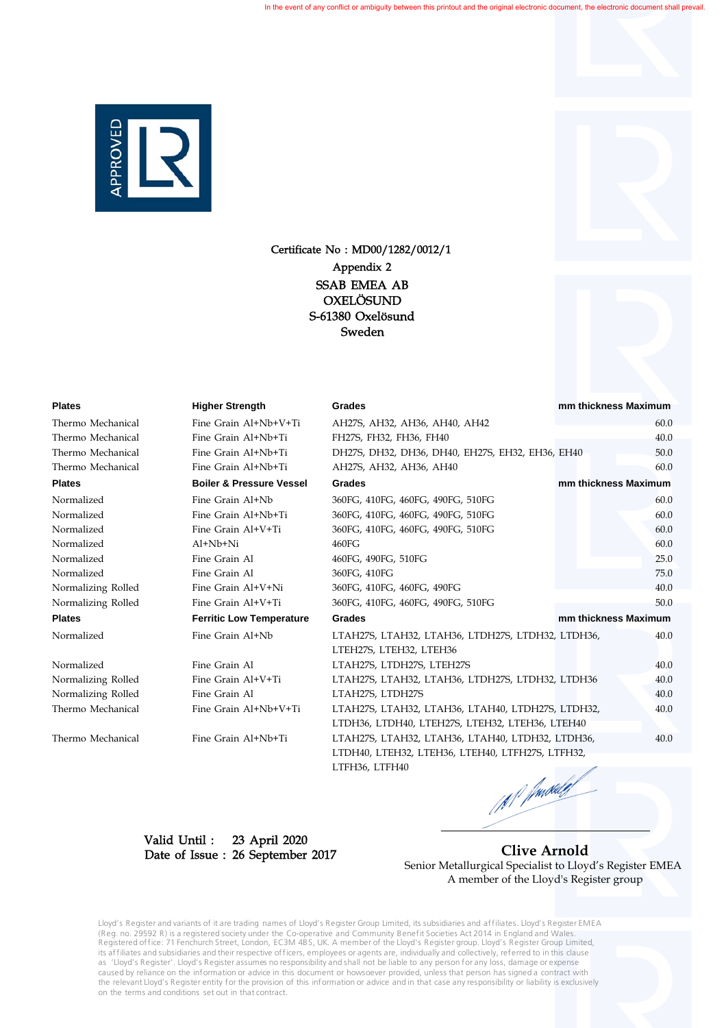In the event of any conflict or ambiguity between this printout and the original electronic document, the electronic document shall prevail.

APPROVED LR

Certificate No : MD00/1282/0012/1

Appendix 2

SSAB EMEA AB

OXELÖSUND

S-61380 Oxelösund

Sweden

| Plates | Higher Strength | Grades | mm thickness Maximum |
|---|---|---|---|
| Thermo Mechanical | Fine Grain Al+Nb+V+Ti | AH27S, AH32, AH36, AH40, AH42 | 60.0 |
| Thermo Mechanical | Fine Grain Al+Nb+Ti | FH27S, FH32, FH36, FH40 | 40.0 |
| Thermo Mechanical | Fine Grain Al+Nb+Ti | DH27S, DH32, DH36, DH40, EH27S, EH32, EH36, EH40 | 50.0 |
| Thermo Mechanical | Fine Grain Al+Nb+Ti | AH27S, AH32, AH36, AH40 | 60.0 |
| **Plates** | **Boiler & Pressure Vessel** | **Grades** | **mm thickness Maximum** |
| Normalized | Fine Grain Al+Nb | 360FG, 410FG, 460FG, 490FG, 510FG | 60.0 |
| Normalized | Fine Grain Al+Nb+Ti | 360FG, 410FG, 460FG, 490FG, 510FG | 60.0 |
| Normalized | Fine Grain Al+V+Ti | 360FG, 410FG, 460FG, 490FG, 510FG | 60.0 |
| Normalized | Al+Nb+Ni | 460FG | 60.0 |
| Normalized | Fine Grain Al | 460FG, 490FG, 510FG | 25.0 |
| Normalized | Fine Grain Al | 360FG, 410FG | 75.0 |
| Normalizing Rolled | Fine Grain Al+V+Ni | 360FG, 410FG, 460FG, 490FG | 40.0 |
| Normalizing Rolled | Fine Grain Al+V+Ti | 360FG, 410FG, 460FG, 490FG, 510FG | 50.0 |
| **Plates** | **Ferritic Low Temperature** | **Grades** | **mm thickness Maximum** |
| Normalized | Fine Grain Al+Nb | LTAH27S, LTAH32, LTAH36, LTDH27S, LTDH32, LTDH36, LTEH27S, LTEH32, LTEH36 | 40.0 |
| Normalized | Fine Grain Al | LTAH27S, LTDH27S, LTEH27S | 40.0 |
| Normalizing Rolled | Fine Grain Al+V+Ti | LTAH27S, LTAH32, LTAH36, LTDH27S, LTDH32, LTDH36 | 40.0 |
| Normalizing Rolled | Fine Grain Al | LTAH27S, LTDH27S | 40.0 |
| Thermo Mechanical | Fine Grain Al+Nb+V+Ti | LTAH27S, LTAH32, LTAH36, LTAH40, LTDH27S, LTDH32, LTDH36, LTDH40, LTEH27S, LTEH32, LTEH36, LTEH40 | 40.0 |
| Thermo Mechanical | Fine Grain Al+Nb+Ti | LTAH27S, LTAH32, LTAH36, LTAH40, LTDH32, LTDH36, LTDH40, LTEH32, LTEH36, LTEH40, LTFH27S, LTFH32, LTFH36, LTFH40 | 40.0 |

Valid Until : 23 April 2020

Date of Issue : 26 September 2017

**Clive Arnold**

Senior Metallurgical Specialist to Lloyd's Register EMEA

A member of the Lloyd's Register group

Lloyd's Register and variants of it are trading names of Lloyd's Register Group Limited, its subsidiaries and affiliates. Lloyd's Register EMEA (Reg. no. 29592 R) is a registered society under the Co-operative and Community Benefit Societies Act 2014 in England and Wales. Registered office: 71 Fenchurch Street, London, EC3M 4BS, UK. A member of the Lloyd's Register group. Lloyd's Register Group Limited, its affiliates and subsidiaries and their respective officers, employees or agents are, individually and collectively, referred to in this clause as 'Lloyd's Register'. Lloyd's Register assumes no responsibility and shall not be liable to any person for any loss, damage or expense caused by reliance on the information or advice in this document or howsoever provided, unless that person has signed a contract with the relevant Lloyd's Register entity for the provision of this information or advice and in that case any responsibility or liability is exclusively on the terms and conditions set out in that contract.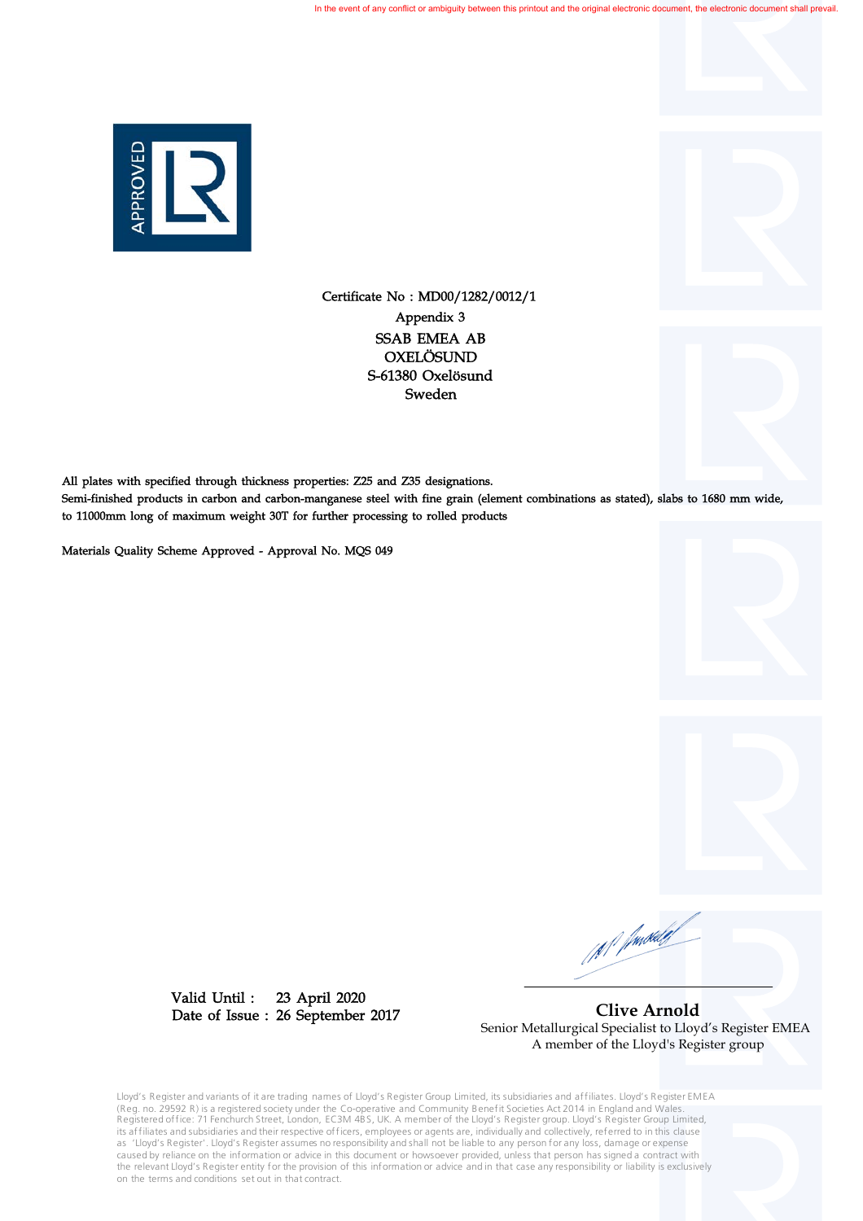In the event of any conflict or ambiguity between this printout and the original electronic document, the electronic document shall prevail.

Certificate No : MD00/1282/0012/1

Appendix 3

SSAB EMEA AB

OXELÖSUND

S-61380 Oxelösund

Sweden

All plates with specified through thickness properties: Z25 and Z35 designations.

Semi-finished products in carbon and carbon-manganese steel with fine grain (element combinations as stated), slabs to 1680 mm wide, to 11000mm long of maximum weight 30T for further processing to rolled products

Materials Quality Scheme Approved - Approval No. MQS 049

Valid Until : 23 April 2020

Date of Issue : 26 September 2017

**Clive Arnold**

Senior Metallurgical Specialist to Lloyd's Register EMEA

A member of the Lloyd's Register group

Lloyd's Register and variants of it are trading names of Lloyd's Register Group Limited, its subsidiaries and affiliates. Lloyd's Register EMEA (Reg. no. 29592 R) is a registered society under the Co-operative and Community Benefit Societies Act 2014 in England and Wales. Registered office: 71 Fenchurch Street, London, EC3M 4BS, UK. A member of the Lloyd's Register group. Lloyd's Register Group Limited, its affiliates and subsidiaries and their respective officers, employees or agents are, individually and collectively, referred to in this clause as 'Lloyd's Register'. Lloyd's Register assumes no responsibility and shall not be liable to any person for any loss, damage or expense caused by reliance on the information or advice in this document or howsoever provided, unless that person has signed a contract with the relevant Lloyd's Register entity for the provision of this information or advice and in that case any responsibility or liability is exclusively on the terms and conditions set out in that contract.